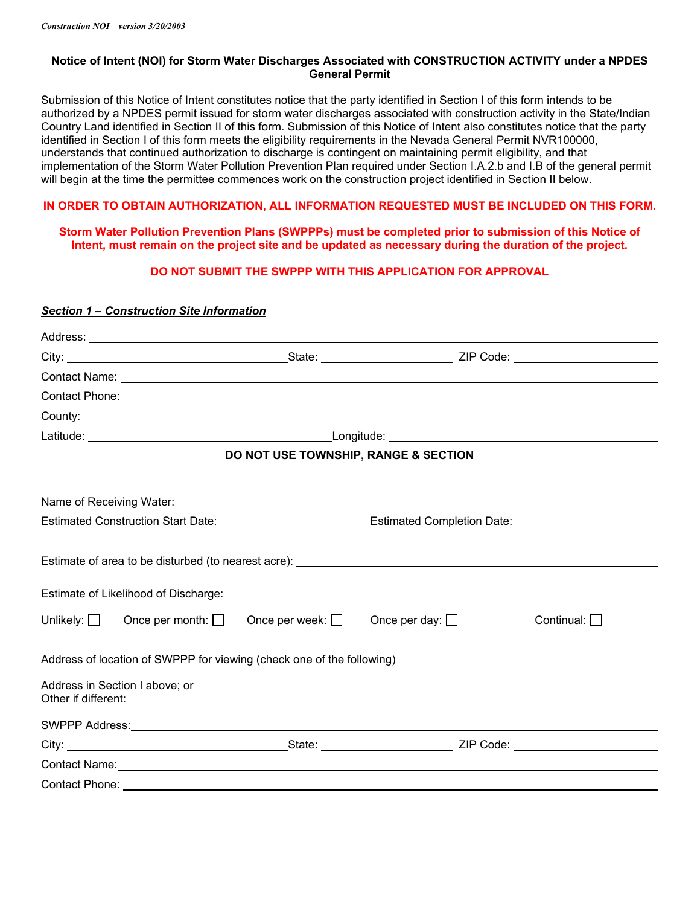*Construction NOI – version 3/20/2003*

## Notice of Intent (NOI) for Storm Water Discharges Associated with CONSTRUCTION ACTIVITY under a NPDES General Permit

Submission of this Notice of Intent constitutes notice that the party identified in Section I of this form intends to be authorized by a NPDES permit issued for storm water discharges associated with construction activity in the State/Indian Country Land identified in Section II of this form. Submission of this Notice of Intent also constitutes notice that the party identified in Section I of this form meets the eligibility requirements in the Nevada General Permit NVR100000, understands that continued authorization to discharge is contingent on maintaining permit eligibility, and that implementation of the Storm Water Pollution Prevention Plan required under Section I.A.2.b and I.B of the general permit will begin at the time the permittee commences work on the construction project identified in Section II below.

**IN ORDER TO OBTAIN AUTHORIZATION, ALL INFORMATION REQUESTED MUST BE INCLUDED ON THIS FORM.**

**Storm Water Pollution Prevention Plans (SWPPPs) must be completed prior to submission of this Notice of Intent, must remain on the project site and be updated as necessary during the duration of the project.**

**DO NOT SUBMIT THE SWPPP WITH THIS APPLICATION FOR APPROVAL**

### *Section 1 – Construction Site Information*

Address: ______________________________

City: ______________ State: ______________ ZIP Code: ______________

Contact Name: ______________________________

Contact Phone: ______________________________

County: ______________________________

Latitude: ______________ Longitude: ______________

**DO NOT USE TOWNSHIP, RANGE & SECTION**

Name of Receiving Water: ______________________________

Estimated Construction Start Date: ______________ Estimated Completion Date: ______________

Estimate of area to be disturbed (to nearest acre): ______________________________

Estimate of Likelihood of Discharge:

Unlikely: ☐ Once per month: ☐ Once per week: ☐ Once per day: ☐ Continual: ☐

Address of location of SWPPP for viewing (check one of the following)

Address in Section I above; or
Other if different:

SWPPP Address: ______________________________

City: ______________ State: ______________ ZIP Code: ______________

Contact Name: ______________________________

Contact Phone: ______________________________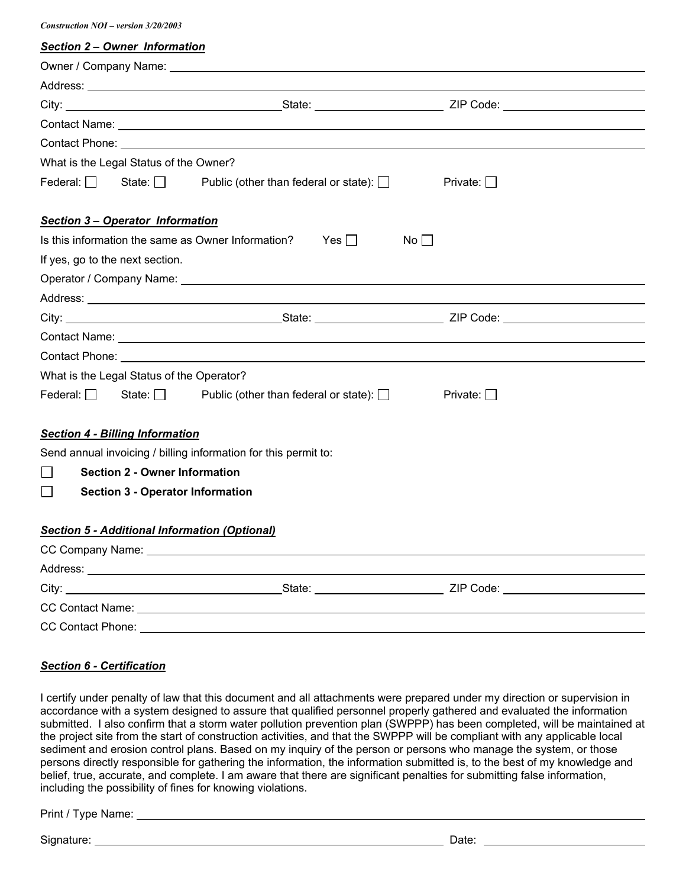## ***Section 2 – Owner Information***

Owner / Company Name: \_\_\_\_\_\_\_\_\_\_\_\_\_\_\_\_\_\_\_\_\_\_\_\_\_\_\_\_

Address: \_\_\_\_\_\_\_\_\_\_\_\_\_\_\_\_\_\_\_\_\_\_\_\_\_\_\_\_

City: \_\_\_\_\_\_\_\_\_\_\_\_\_\_\_\_ State: \_\_\_\_\_\_\_\_\_\_ ZIP Code: \_\_\_\_\_\_\_\_\_\_

Contact Name: \_\_\_\_\_\_\_\_\_\_\_\_\_\_\_\_\_\_\_\_\_\_\_\_\_\_\_\_

Contact Phone: \_\_\_\_\_\_\_\_\_\_\_\_\_\_\_\_\_\_\_\_\_\_\_\_\_\_\_\_

What is the Legal Status of the Owner?

Federal: ☐ State: ☐ Public (other than federal or state): ☐ Private: ☐

## ***Section 3 – Operator Information***

Is this information the same as Owner Information? Yes ☐ No ☐

If yes, go to the next section.

Operator / Company Name: \_\_\_\_\_\_\_\_\_\_\_\_\_\_\_\_\_\_\_\_\_\_\_\_\_\_\_\_

Address: \_\_\_\_\_\_\_\_\_\_\_\_\_\_\_\_\_\_\_\_\_\_\_\_\_\_\_\_

City: \_\_\_\_\_\_\_\_\_\_\_\_\_\_\_\_ State: \_\_\_\_\_\_\_\_\_\_ ZIP Code: \_\_\_\_\_\_\_\_\_\_

Contact Name: \_\_\_\_\_\_\_\_\_\_\_\_\_\_\_\_\_\_\_\_\_\_\_\_\_\_\_\_

Contact Phone: \_\_\_\_\_\_\_\_\_\_\_\_\_\_\_\_\_\_\_\_\_\_\_\_\_\_\_\_

What is the Legal Status of the Operator?

Federal: ☐ State: ☐ Public (other than federal or state): ☐ Private: ☐

## ***Section 4 - Billing Information***

Send annual invoicing / billing information for this permit to:

☐ **Section 2 - Owner Information**

☐ **Section 3 - Operator Information**

## ***Section 5 - Additional Information (Optional)***

CC Company Name: \_\_\_\_\_\_\_\_\_\_\_\_\_\_\_\_\_\_\_\_\_\_\_\_\_\_\_\_

Address: \_\_\_\_\_\_\_\_\_\_\_\_\_\_\_\_\_\_\_\_\_\_\_\_\_\_\_\_

City: \_\_\_\_\_\_\_\_\_\_\_\_\_\_\_\_ State: \_\_\_\_\_\_\_\_\_\_ ZIP Code: \_\_\_\_\_\_\_\_\_\_

CC Contact Name: \_\_\_\_\_\_\_\_\_\_\_\_\_\_\_\_\_\_\_\_\_\_\_\_\_\_\_\_

CC Contact Phone: \_\_\_\_\_\_\_\_\_\_\_\_\_\_\_\_\_\_\_\_\_\_\_\_\_\_\_\_

## ***Section 6 - Certification***

I certify under penalty of law that this document and all attachments were prepared under my direction or supervision in accordance with a system designed to assure that qualified personnel properly gathered and evaluated the information submitted. I also confirm that a storm water pollution prevention plan (SWPPP) has been completed, will be maintained at the project site from the start of construction activities, and that the SWPPP will be compliant with any applicable local sediment and erosion control plans. Based on my inquiry of the person or persons who manage the system, or those persons directly responsible for gathering the information, the information submitted is, to the best of my knowledge and belief, true, accurate, and complete. I am aware that there are significant penalties for submitting false information, including the possibility of fines for knowing violations.

Print / Type Name: \_\_\_\_\_\_\_\_\_\_\_\_\_\_\_\_\_\_\_\_\_\_\_\_\_\_\_\_

Signature: \_\_\_\_\_\_\_\_\_\_\_\_\_\_\_\_\_\_\_\_\_\_\_\_\_\_\_\_ Date: \_\_\_\_\_\_\_\_\_\_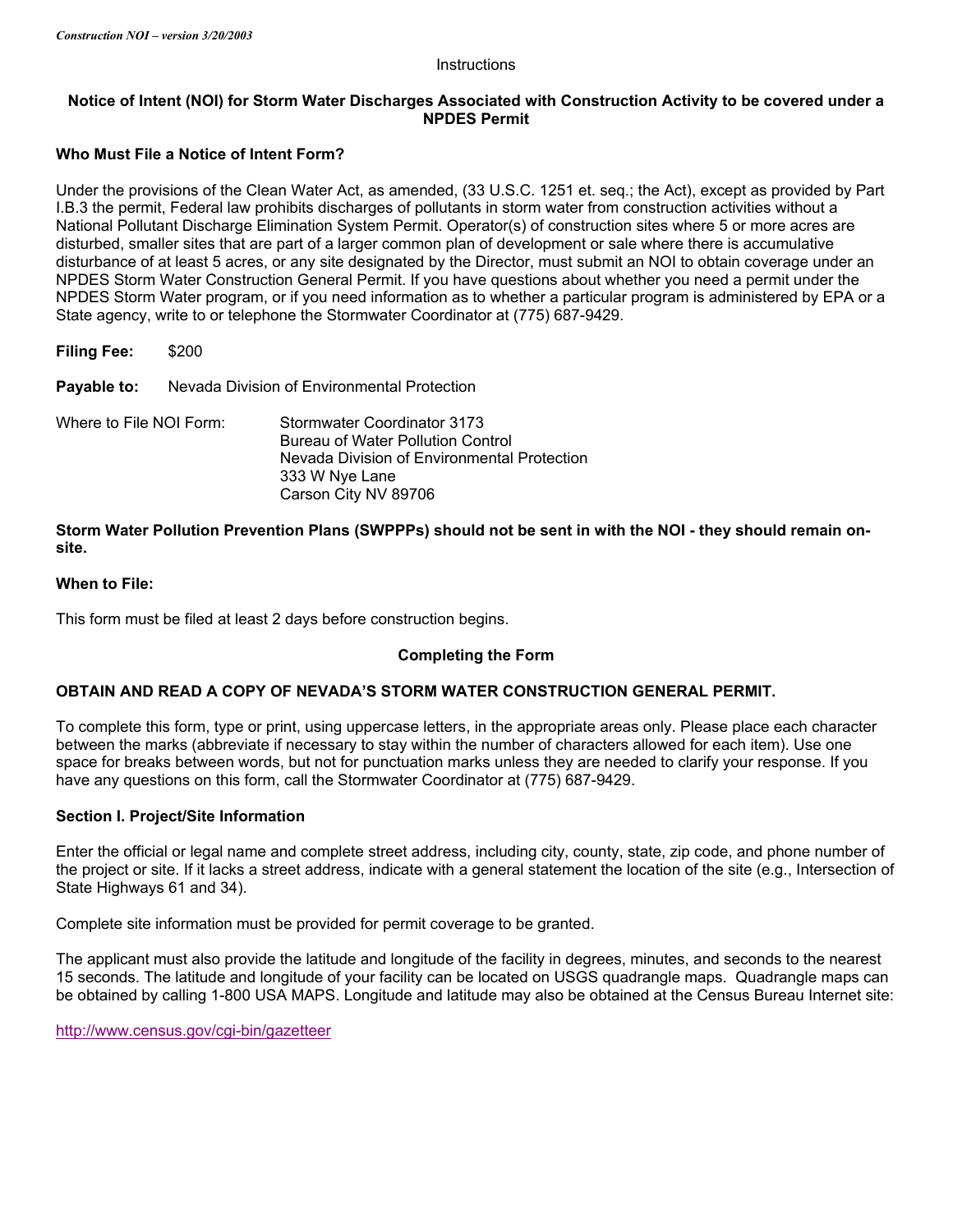Instructions

## Notice of Intent (NOI) for Storm Water Discharges Associated with Construction Activity to be covered under a NPDES Permit

### Who Must File a Notice of Intent Form?

Under the provisions of the Clean Water Act, as amended, (33 U.S.C. 1251 et. seq.; the Act), except as provided by Part I.B.3 the permit, Federal law prohibits discharges of pollutants in storm water from construction activities without a National Pollutant Discharge Elimination System Permit. Operator(s) of construction sites where 5 or more acres are disturbed, smaller sites that are part of a larger common plan of development or sale where there is accumulative disturbance of at least 5 acres, or any site designated by the Director, must submit an NOI to obtain coverage under an NPDES Storm Water Construction General Permit. If you have questions about whether you need a permit under the NPDES Storm Water program, or if you need information as to whether a particular program is administered by EPA or a State agency, write to or telephone the Stormwater Coordinator at (775) 687-9429.

**Filing Fee:** $200

**Payable to:** Nevada Division of Environmental Protection

Where to File NOI Form:

Stormwater Coordinator 3173
Bureau of Water Pollution Control
Nevada Division of Environmental Protection
333 W Nye Lane
Carson City NV 89706

**Storm Water Pollution Prevention Plans (SWPPPs) should not be sent in with the NOI - they should remain on-site.**

### When to File:

This form must be filed at least 2 days before construction begins.

## Completing the Form

**OBTAIN AND READ A COPY OF NEVADA'S STORM WATER CONSTRUCTION GENERAL PERMIT.**

To complete this form, type or print, using uppercase letters, in the appropriate areas only. Please place each character between the marks (abbreviate if necessary to stay within the number of characters allowed for each item). Use one space for breaks between words, but not for punctuation marks unless they are needed to clarify your response. If you have any questions on this form, call the Stormwater Coordinator at (775) 687-9429.

### Section I. Project/Site Information

Enter the official or legal name and complete street address, including city, county, state, zip code, and phone number of the project or site. If it lacks a street address, indicate with a general statement the location of the site (e.g., Intersection of State Highways 61 and 34).

Complete site information must be provided for permit coverage to be granted.

The applicant must also provide the latitude and longitude of the facility in degrees, minutes, and seconds to the nearest 15 seconds. The latitude and longitude of your facility can be located on USGS quadrangle maps. Quadrangle maps can be obtained by calling 1-800 USA MAPS. Longitude and latitude may also be obtained at the Census Bureau Internet site:

http://www.census.gov/cgi-bin/gazetteer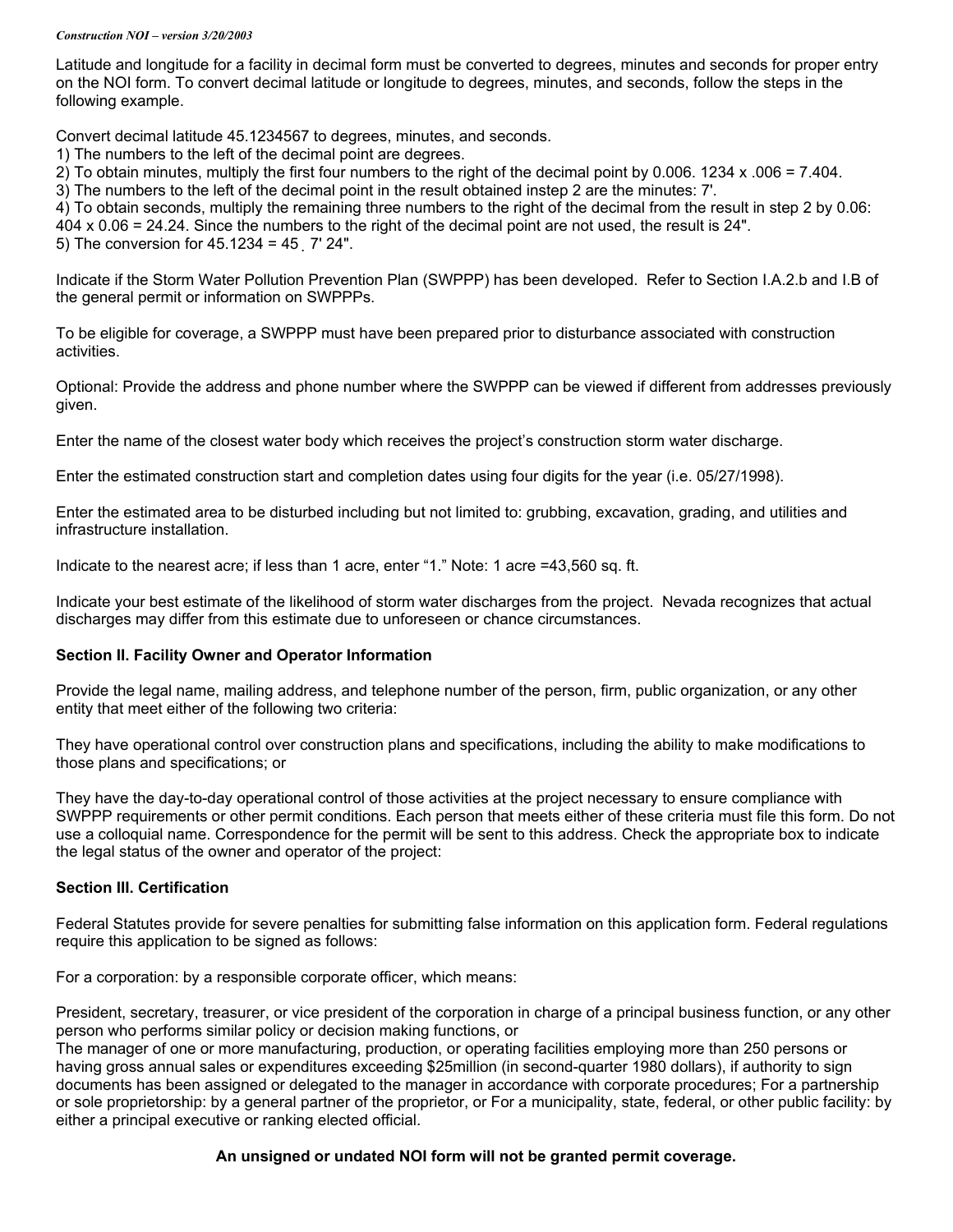Latitude and longitude for a facility in decimal form must be converted to degrees, minutes and seconds for proper entry on the NOI form. To convert decimal latitude or longitude to degrees, minutes, and seconds, follow the steps in the following example.

Convert decimal latitude 45.1234567 to degrees, minutes, and seconds.

1) The numbers to the left of the decimal point are degrees.
2) To obtain minutes, multiply the first four numbers to the right of the decimal point by 0.006. 1234 x .006 = 7.404.
3) The numbers to the left of the decimal point in the result obtained instep 2 are the minutes: 7'.
4) To obtain seconds, multiply the remaining three numbers to the right of the decimal from the result in step 2 by 0.06: 404 x 0.06 = 24.24. Since the numbers to the right of the decimal point are not used, the result is 24".
5) The conversion for 45.1234 = 45˛ 7' 24".

Indicate if the Storm Water Pollution Prevention Plan (SWPPP) has been developed. Refer to Section I.A.2.b and I.B of the general permit or information on SWPPPs.

To be eligible for coverage, a SWPPP must have been prepared prior to disturbance associated with construction activities.

Optional: Provide the address and phone number where the SWPPP can be viewed if different from addresses previously given.

Enter the name of the closest water body which receives the project's construction storm water discharge.

Enter the estimated construction start and completion dates using four digits for the year (i.e. 05/27/1998).

Enter the estimated area to be disturbed including but not limited to: grubbing, excavation, grading, and utilities and infrastructure installation.

Indicate to the nearest acre; if less than 1 acre, enter "1." Note: 1 acre =43,560 sq. ft.

Indicate your best estimate of the likelihood of storm water discharges from the project. Nevada recognizes that actual discharges may differ from this estimate due to unforeseen or chance circumstances.

**Section II. Facility Owner and Operator Information**

Provide the legal name, mailing address, and telephone number of the person, firm, public organization, or any other entity that meet either of the following two criteria:

They have operational control over construction plans and specifications, including the ability to make modifications to those plans and specifications; or

They have the day-to-day operational control of those activities at the project necessary to ensure compliance with SWPPP requirements or other permit conditions. Each person that meets either of these criteria must file this form. Do not use a colloquial name. Correspondence for the permit will be sent to this address. Check the appropriate box to indicate the legal status of the owner and operator of the project:

**Section III. Certification**

Federal Statutes provide for severe penalties for submitting false information on this application form. Federal regulations require this application to be signed as follows:

For a corporation: by a responsible corporate officer, which means:

President, secretary, treasurer, or vice president of the corporation in charge of a principal business function, or any other person who performs similar policy or decision making functions, or
The manager of one or more manufacturing, production, or operating facilities employing more than 250 persons or having gross annual sales or expenditures exceeding $25million (in second-quarter 1980 dollars), if authority to sign documents has been assigned or delegated to the manager in accordance with corporate procedures; For a partnership or sole proprietorship: by a general partner of the proprietor, or For a municipality, state, federal, or other public facility: by either a principal executive or ranking elected official.

**An unsigned or undated NOI form will not be granted permit coverage.**